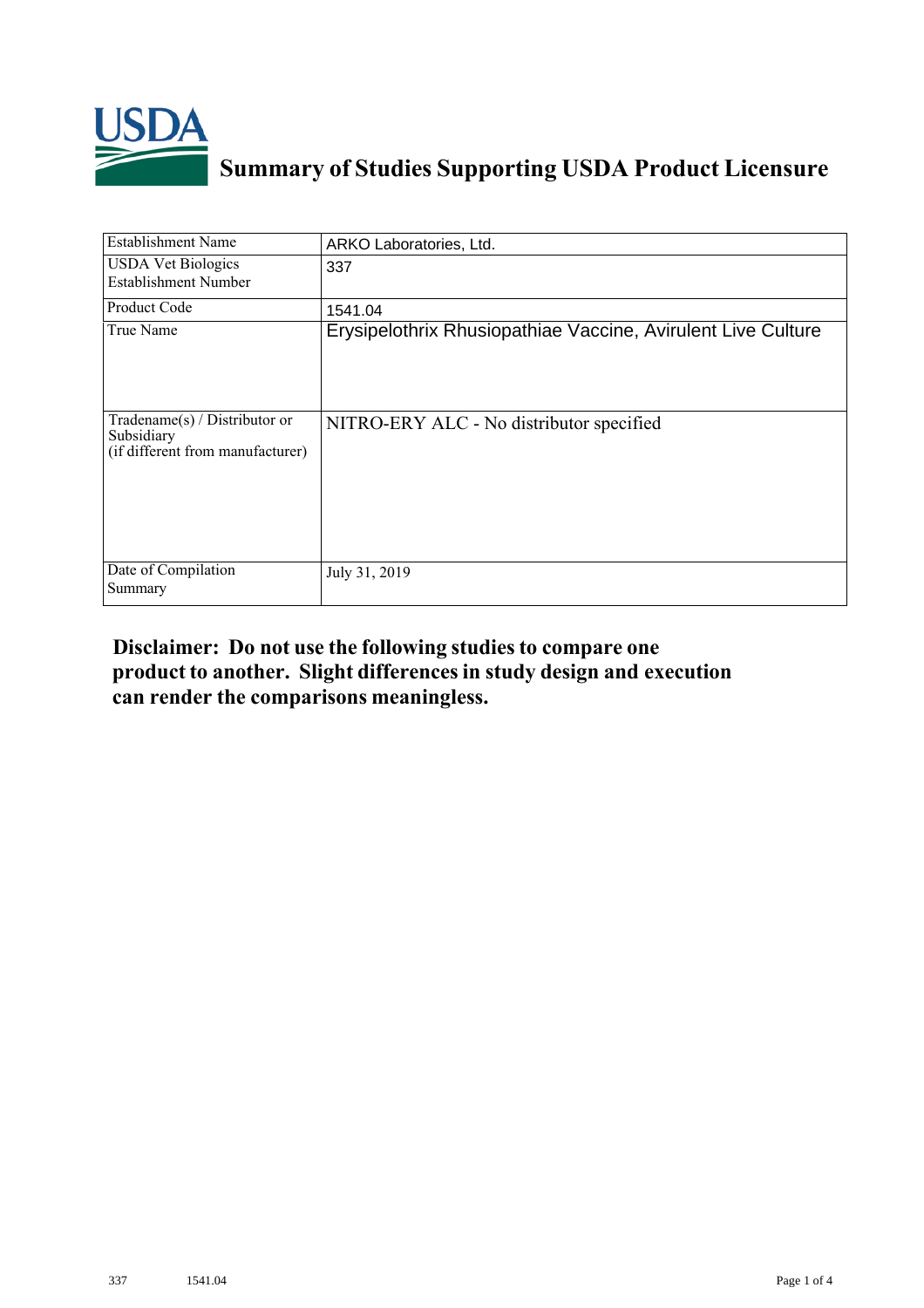# Summary of Studies Supporting USDA Product Licensure

| | |
|---|---|
| Establishment Name | ARKO Laboratories, Ltd. |
| USDA Vet Biologics Establishment Number | 337 |
| Product Code | 1541.04 |
| True Name | Erysipelothrix Rhusiopathiae Vaccine, Avirulent Live Culture |
| Tradename(s) / Distributor or Subsidiary (if different from manufacturer) | NITRO-ERY ALC - No distributor specified |
| Date of Compilation Summary | July 31, 2019 |

**Disclaimer: Do not use the following studies to compare one product to another. Slight differences in study design and execution can render the comparisons meaningless.**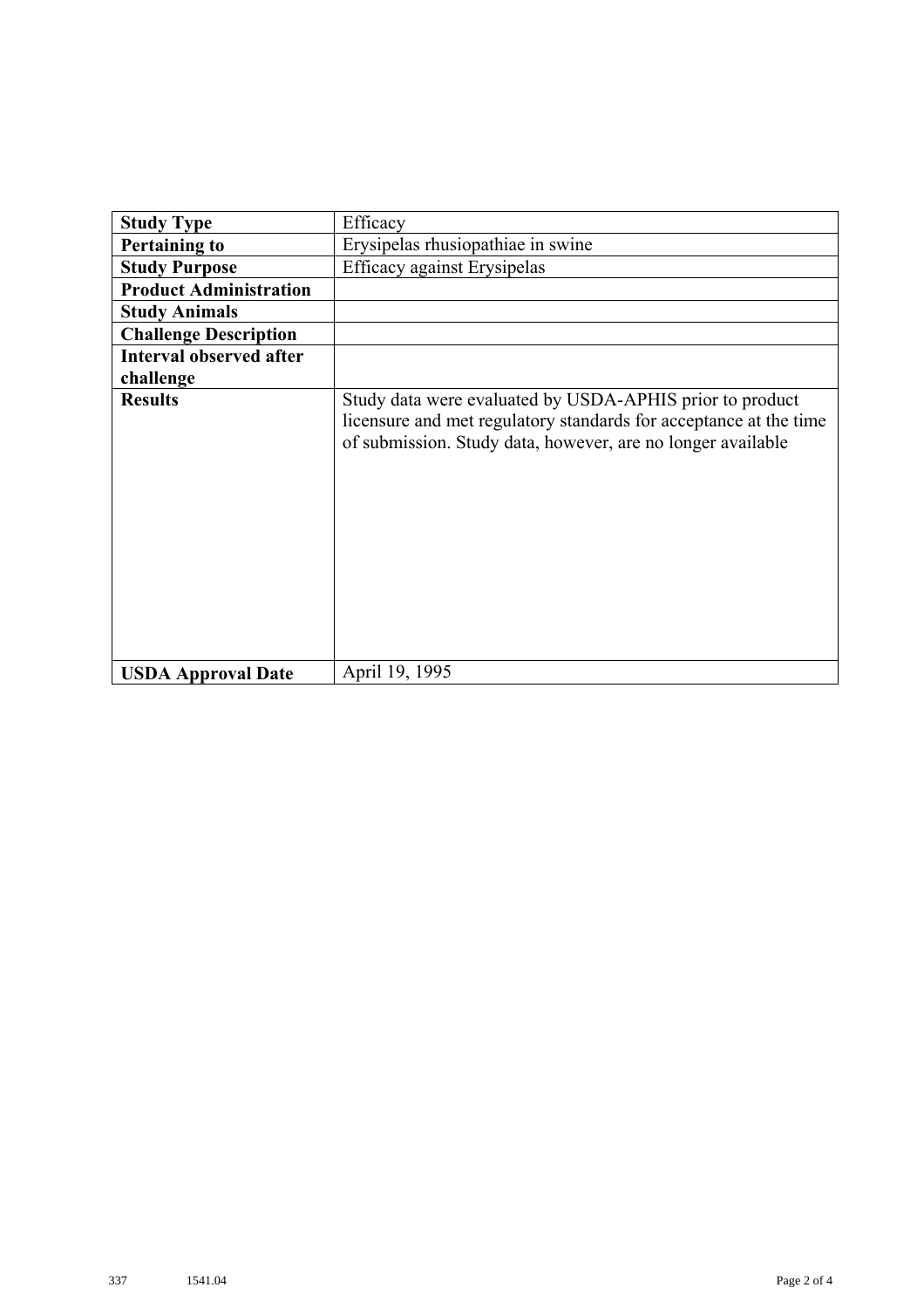| **Study Type** | Efficacy |
| --- | --- |
| **Pertaining to** | Erysipelas rhusiopathiae in swine |
| **Study Purpose** | Efficacy against Erysipelas |
| **Product Administration** | |
| **Study Animals** | |
| **Challenge Description** | |
| **Interval observed after challenge** | |
| **Results** | Study data were evaluated by USDA-APHIS prior to product licensure and met regulatory standards for acceptance at the time of submission. Study data, however, are no longer available |
| **USDA Approval Date** | April 19, 1995 |

337 1541.04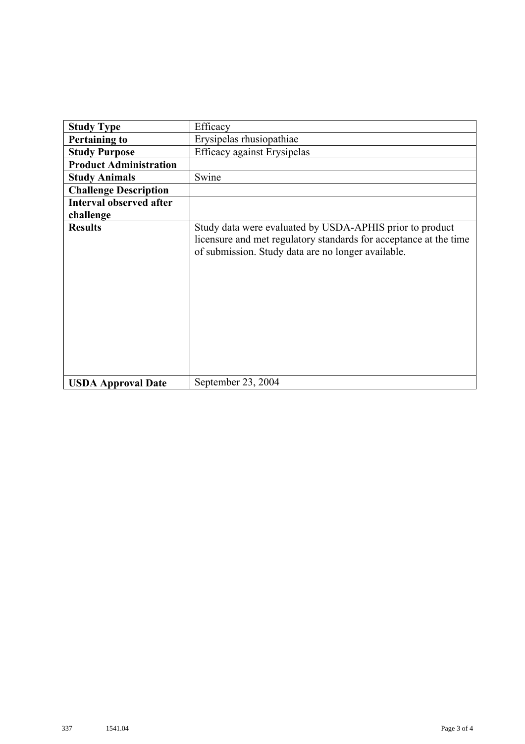| **Study Type** | Efficacy |
|---|---|
| **Pertaining to** | Erysipelas rhusiopathiae |
| **Study Purpose** | Efficacy against Erysipelas |
| **Product Administration** | |
| **Study Animals** | Swine |
| **Challenge Description** | |
| **Interval observed after challenge** | |
| **Results** | Study data were evaluated by USDA-APHIS prior to product licensure and met regulatory standards for acceptance at the time of submission. Study data are no longer available. |
| **USDA Approval Date** | September 23, 2004 |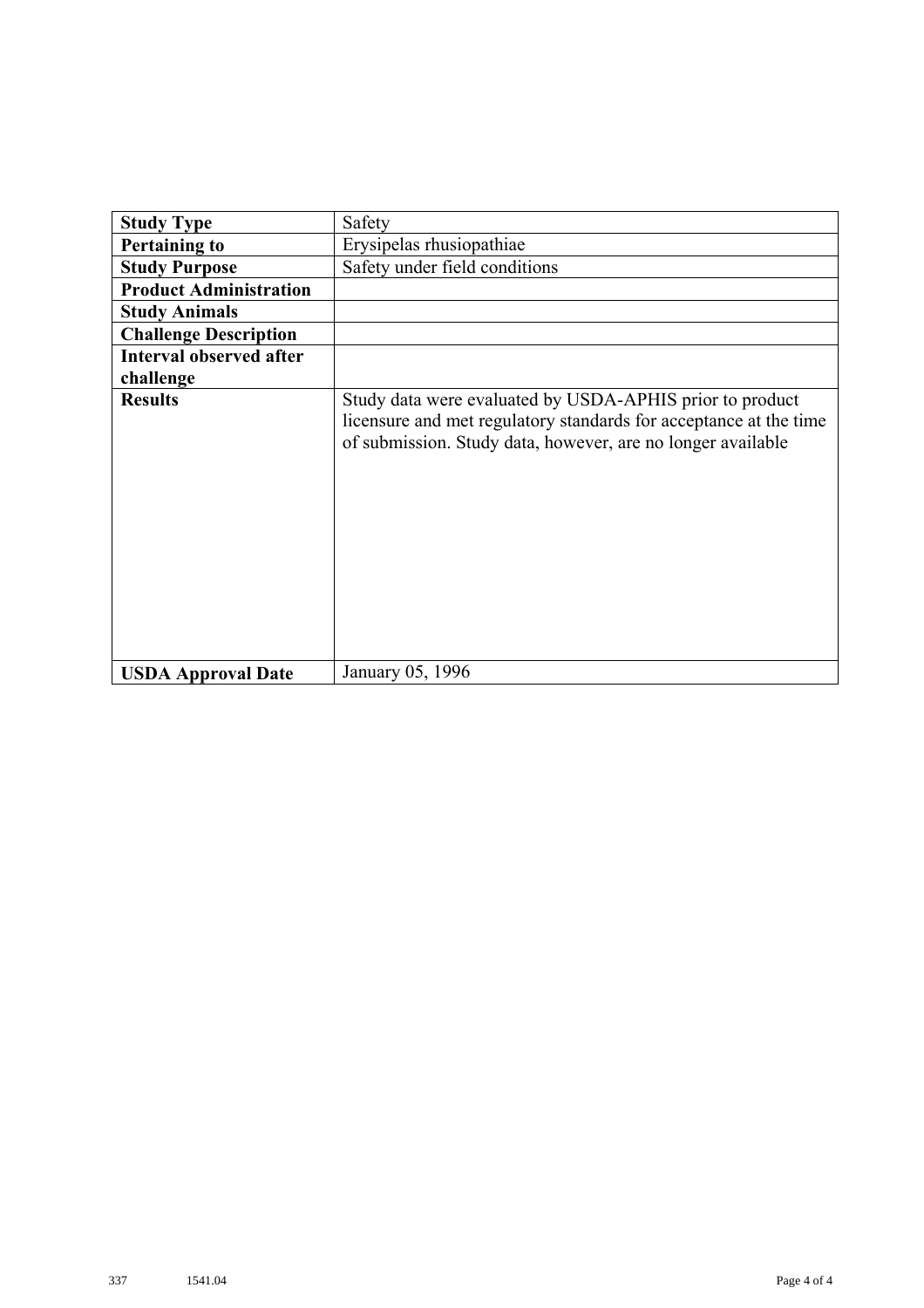| | |
|---|---|
| **Study Type** | Safety |
| **Pertaining to** | Erysipelas rhusiopathiae |
| **Study Purpose** | Safety under field conditions |
| **Product Administration** | |
| **Study Animals** | |
| **Challenge Description** | |
| **Interval observed after challenge** | |
| **Results** | Study data were evaluated by USDA-APHIS prior to product licensure and met regulatory standards for acceptance at the time of submission. Study data, however, are no longer available |
| **USDA Approval Date** | January 05, 1996 |

337 1541.04